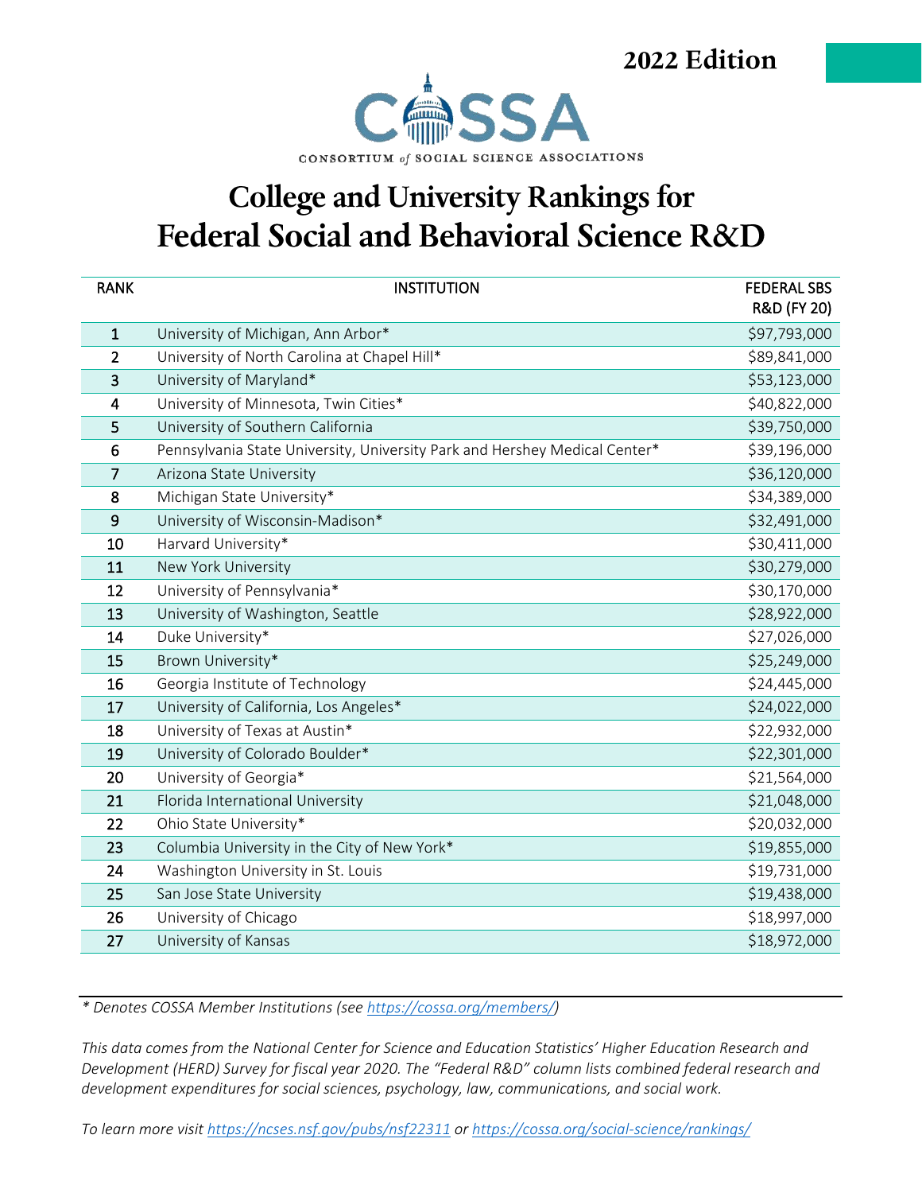**2022 Edition**

CONSORTIUM of SOCIAL SCIENCE ASSOCIATIONS

# College and University Rankings for Federal Social and Behavioral Science R&D

| RANK | INSTITUTION | FEDERAL SBS R&D (FY 20) |
|---|---|---|
| 1 | University of Michigan, Ann Arbor* | $97,793,000 |
| 2 | University of North Carolina at Chapel Hill* | $89,841,000 |
| 3 | University of Maryland* | $53,123,000 |
| 4 | University of Minnesota, Twin Cities* | $40,822,000 |
| 5 | University of Southern California | $39,750,000 |
| 6 | Pennsylvania State University, University Park and Hershey Medical Center* | $39,196,000 |
| 7 | Arizona State University | $36,120,000 |
| 8 | Michigan State University* | $34,389,000 |
| 9 | University of Wisconsin-Madison* | $32,491,000 |
| 10 | Harvard University* | $30,411,000 |
| 11 | New York University | $30,279,000 |
| 12 | University of Pennsylvania* | $30,170,000 |
| 13 | University of Washington, Seattle | $28,922,000 |
| 14 | Duke University* | $27,026,000 |
| 15 | Brown University* | $25,249,000 |
| 16 | Georgia Institute of Technology | $24,445,000 |
| 17 | University of California, Los Angeles* | $24,022,000 |
| 18 | University of Texas at Austin* | $22,932,000 |
| 19 | University of Colorado Boulder* | $22,301,000 |
| 20 | University of Georgia* | $21,564,000 |
| 21 | Florida International University | $21,048,000 |
| 22 | Ohio State University* | $20,032,000 |
| 23 | Columbia University in the City of New York* | $19,855,000 |
| 24 | Washington University in St. Louis | $19,731,000 |
| 25 | San Jose State University | $19,438,000 |
| 26 | University of Chicago | $18,997,000 |
| 27 | University of Kansas | $18,972,000 |

*\* Denotes COSSA Member Institutions (see https://cossa.org/members/)*

*This data comes from the National Center for Science and Education Statistics' Higher Education Research and Development (HERD) Survey for fiscal year 2020. The "Federal R&D" column lists combined federal research and development expenditures for social sciences, psychology, law, communications, and social work.*

*To learn more visit https://ncses.nsf.gov/pubs/nsf22311 or https://cossa.org/social-science/rankings/*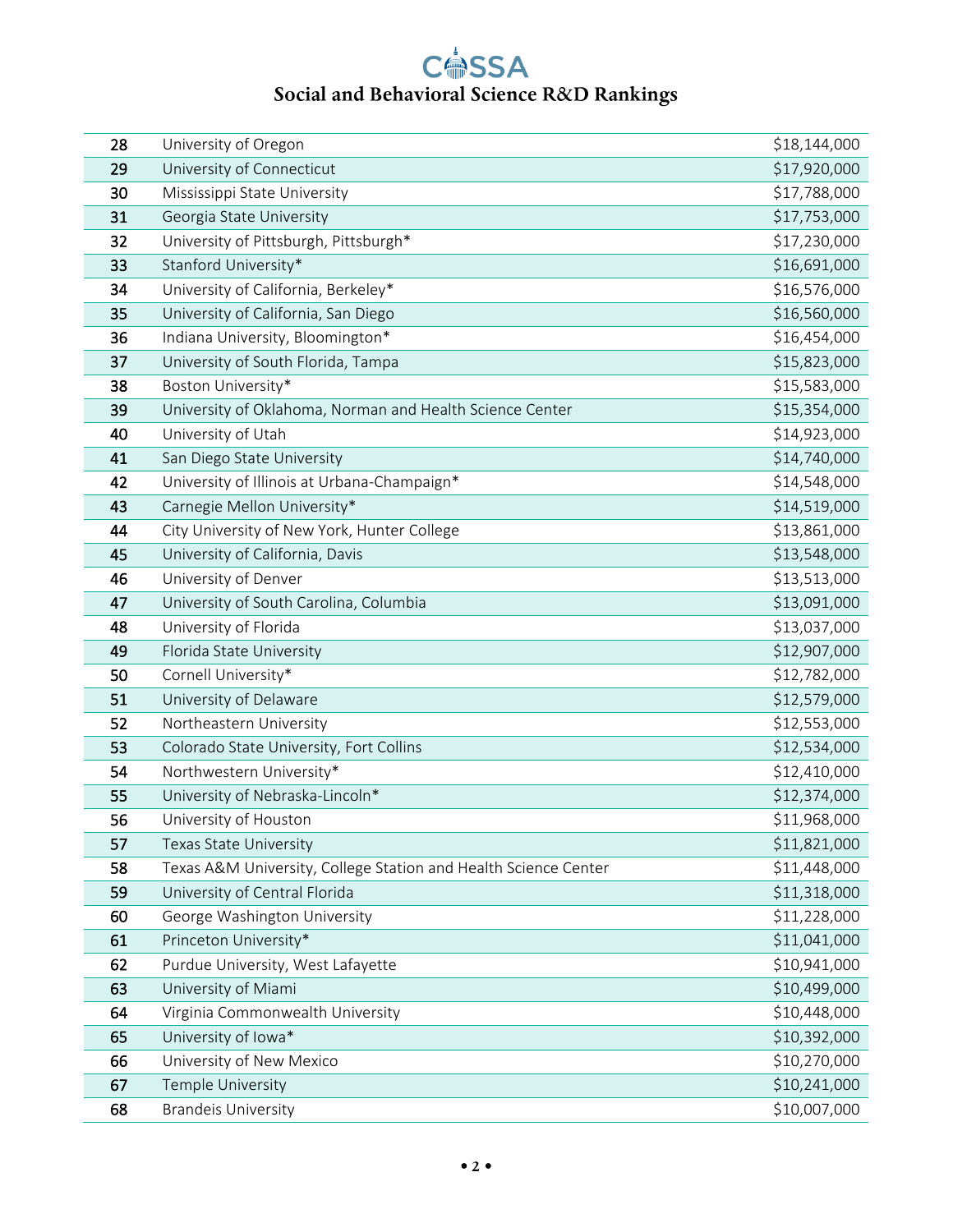| 28 | University of Oregon | $18,144,000 |
|---|---|---|
| 29 | University of Connecticut | $17,920,000 |
| 30 | Mississippi State University | $17,788,000 |
| 31 | Georgia State University | $17,753,000 |
| 32 | University of Pittsburgh, Pittsburgh* | $17,230,000 |
| 33 | Stanford University* | $16,691,000 |
| 34 | University of California, Berkeley* | $16,576,000 |
| 35 | University of California, San Diego | $16,560,000 |
| 36 | Indiana University, Bloomington* | $16,454,000 |
| 37 | University of South Florida, Tampa | $15,823,000 |
| 38 | Boston University* | $15,583,000 |
| 39 | University of Oklahoma, Norman and Health Science Center | $15,354,000 |
| 40 | University of Utah | $14,923,000 |
| 41 | San Diego State University | $14,740,000 |
| 42 | University of Illinois at Urbana-Champaign* | $14,548,000 |
| 43 | Carnegie Mellon University* | $14,519,000 |
| 44 | City University of New York, Hunter College | $13,861,000 |
| 45 | University of California, Davis | $13,548,000 |
| 46 | University of Denver | $13,513,000 |
| 47 | University of South Carolina, Columbia | $13,091,000 |
| 48 | University of Florida | $13,037,000 |
| 49 | Florida State University | $12,907,000 |
| 50 | Cornell University* | $12,782,000 |
| 51 | University of Delaware | $12,579,000 |
| 52 | Northeastern University | $12,553,000 |
| 53 | Colorado State University, Fort Collins | $12,534,000 |
| 54 | Northwestern University* | $12,410,000 |
| 55 | University of Nebraska-Lincoln* | $12,374,000 |
| 56 | University of Houston | $11,968,000 |
| 57 | Texas State University | $11,821,000 |
| 58 | Texas A&M University, College Station and Health Science Center | $11,448,000 |
| 59 | University of Central Florida | $11,318,000 |
| 60 | George Washington University | $11,228,000 |
| 61 | Princeton University* | $11,041,000 |
| 62 | Purdue University, West Lafayette | $10,941,000 |
| 63 | University of Miami | $10,499,000 |
| 64 | Virginia Commonwealth University | $10,448,000 |
| 65 | University of Iowa* | $10,392,000 |
| 66 | University of New Mexico | $10,270,000 |
| 67 | Temple University | $10,241,000 |
| 68 | Brandeis University | $10,007,000 |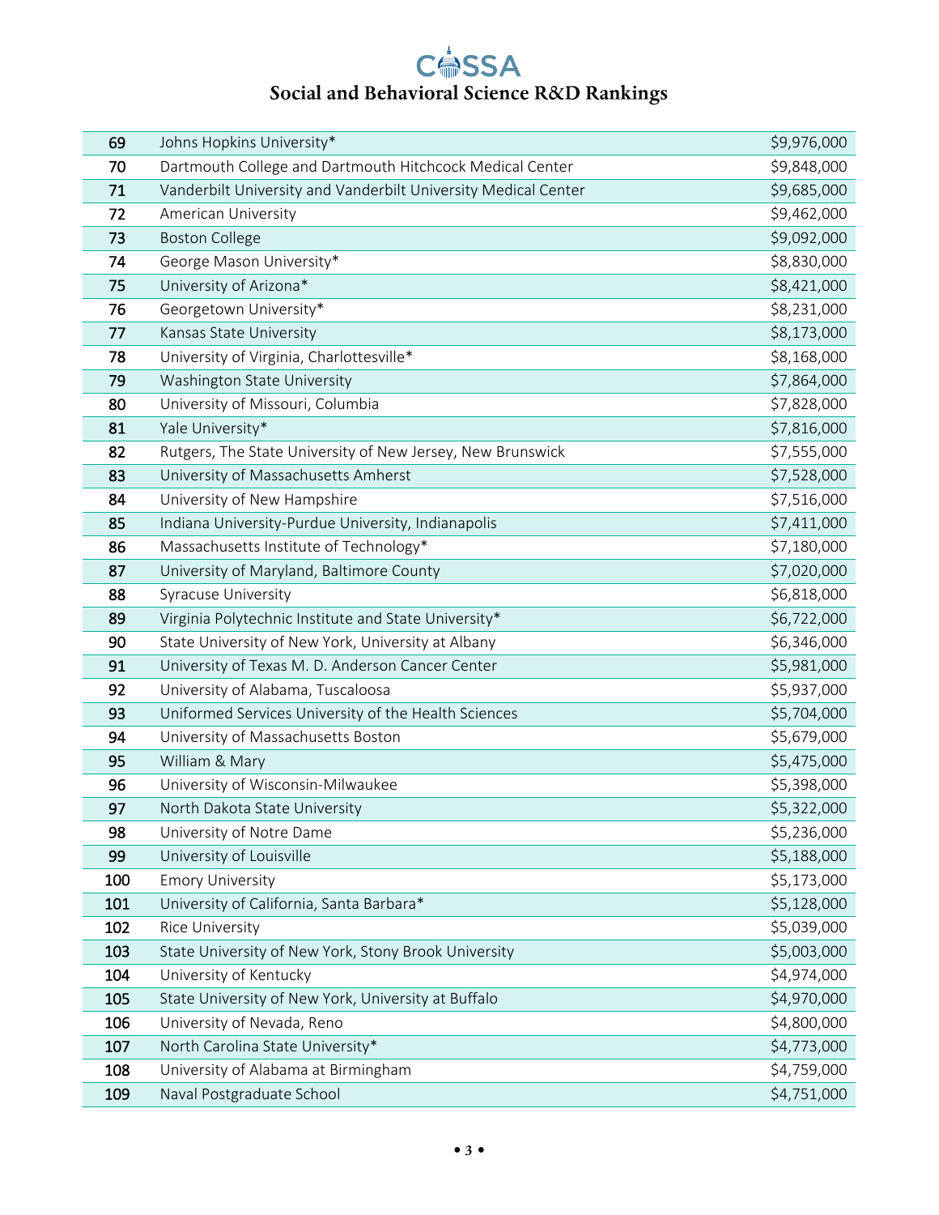# Social and Behavioral Science R&D Rankings

| | | |
|---|---|---|
| 69 | Johns Hopkins University* | $9,976,000 |
| 70 | Dartmouth College and Dartmouth Hitchcock Medical Center | $9,848,000 |
| 71 | Vanderbilt University and Vanderbilt University Medical Center | $9,685,000 |
| 72 | American University | $9,462,000 |
| 73 | Boston College | $9,092,000 |
| 74 | George Mason University* | $8,830,000 |
| 75 | University of Arizona* | $8,421,000 |
| 76 | Georgetown University* | $8,231,000 |
| 77 | Kansas State University | $8,173,000 |
| 78 | University of Virginia, Charlottesville* | $8,168,000 |
| 79 | Washington State University | $7,864,000 |
| 80 | University of Missouri, Columbia | $7,828,000 |
| 81 | Yale University* | $7,816,000 |
| 82 | Rutgers, The State University of New Jersey, New Brunswick | $7,555,000 |
| 83 | University of Massachusetts Amherst | $7,528,000 |
| 84 | University of New Hampshire | $7,516,000 |
| 85 | Indiana University-Purdue University, Indianapolis | $7,411,000 |
| 86 | Massachusetts Institute of Technology* | $7,180,000 |
| 87 | University of Maryland, Baltimore County | $7,020,000 |
| 88 | Syracuse University | $6,818,000 |
| 89 | Virginia Polytechnic Institute and State University* | $6,722,000 |
| 90 | State University of New York, University at Albany | $6,346,000 |
| 91 | University of Texas M. D. Anderson Cancer Center | $5,981,000 |
| 92 | University of Alabama, Tuscaloosa | $5,937,000 |
| 93 | Uniformed Services University of the Health Sciences | $5,704,000 |
| 94 | University of Massachusetts Boston | $5,679,000 |
| 95 | William & Mary | $5,475,000 |
| 96 | University of Wisconsin-Milwaukee | $5,398,000 |
| 97 | North Dakota State University | $5,322,000 |
| 98 | University of Notre Dame | $5,236,000 |
| 99 | University of Louisville | $5,188,000 |
| 100 | Emory University | $5,173,000 |
| 101 | University of California, Santa Barbara* | $5,128,000 |
| 102 | Rice University | $5,039,000 |
| 103 | State University of New York, Stony Brook University | $5,003,000 |
| 104 | University of Kentucky | $4,974,000 |
| 105 | State University of New York, University at Buffalo | $4,970,000 |
| 106 | University of Nevada, Reno | $4,800,000 |
| 107 | North Carolina State University* | $4,773,000 |
| 108 | University of Alabama at Birmingham | $4,759,000 |
| 109 | Naval Postgraduate School | $4,751,000 |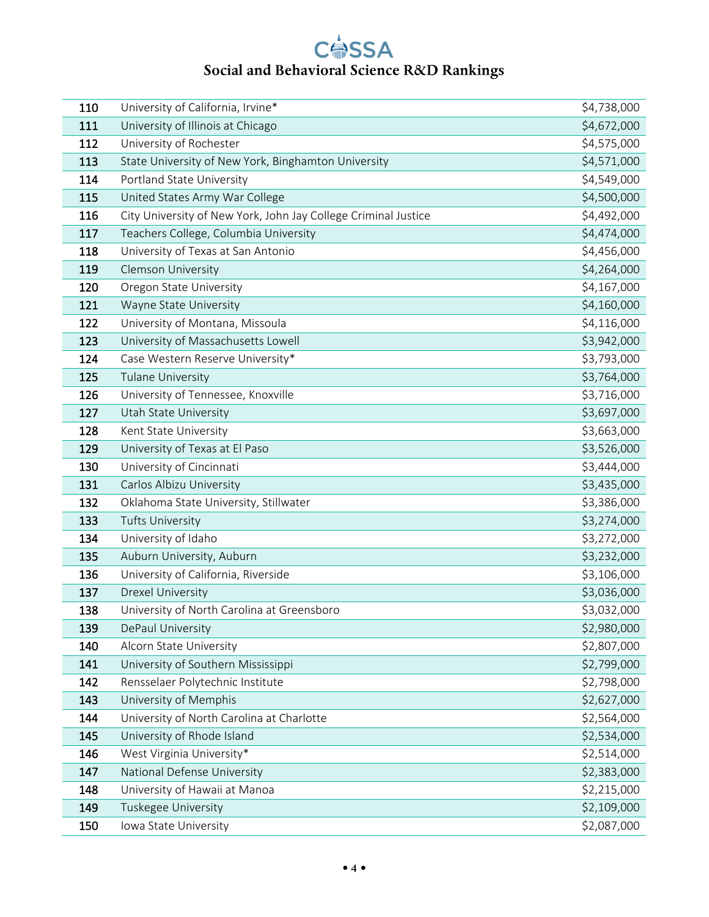# Social and Behavioral Science R&D Rankings

| | | |
|---|---|---|
| 110 | University of California, Irvine* | $4,738,000 |
| 111 | University of Illinois at Chicago | $4,672,000 |
| 112 | University of Rochester | $4,575,000 |
| 113 | State University of New York, Binghamton University | $4,571,000 |
| 114 | Portland State University | $4,549,000 |
| 115 | United States Army War College | $4,500,000 |
| 116 | City University of New York, John Jay College Criminal Justice | $4,492,000 |
| 117 | Teachers College, Columbia University | $4,474,000 |
| 118 | University of Texas at San Antonio | $4,456,000 |
| 119 | Clemson University | $4,264,000 |
| 120 | Oregon State University | $4,167,000 |
| 121 | Wayne State University | $4,160,000 |
| 122 | University of Montana, Missoula | $4,116,000 |
| 123 | University of Massachusetts Lowell | $3,942,000 |
| 124 | Case Western Reserve University* | $3,793,000 |
| 125 | Tulane University | $3,764,000 |
| 126 | University of Tennessee, Knoxville | $3,716,000 |
| 127 | Utah State University | $3,697,000 |
| 128 | Kent State University | $3,663,000 |
| 129 | University of Texas at El Paso | $3,526,000 |
| 130 | University of Cincinnati | $3,444,000 |
| 131 | Carlos Albizu University | $3,435,000 |
| 132 | Oklahoma State University, Stillwater | $3,386,000 |
| 133 | Tufts University | $3,274,000 |
| 134 | University of Idaho | $3,272,000 |
| 135 | Auburn University, Auburn | $3,232,000 |
| 136 | University of California, Riverside | $3,106,000 |
| 137 | Drexel University | $3,036,000 |
| 138 | University of North Carolina at Greensboro | $3,032,000 |
| 139 | DePaul University | $2,980,000 |
| 140 | Alcorn State University | $2,807,000 |
| 141 | University of Southern Mississippi | $2,799,000 |
| 142 | Rensselaer Polytechnic Institute | $2,798,000 |
| 143 | University of Memphis | $2,627,000 |
| 144 | University of North Carolina at Charlotte | $2,564,000 |
| 145 | University of Rhode Island | $2,534,000 |
| 146 | West Virginia University* | $2,514,000 |
| 147 | National Defense University | $2,383,000 |
| 148 | University of Hawaii at Manoa | $2,215,000 |
| 149 | Tuskegee University | $2,109,000 |
| 150 | Iowa State University | $2,087,000 |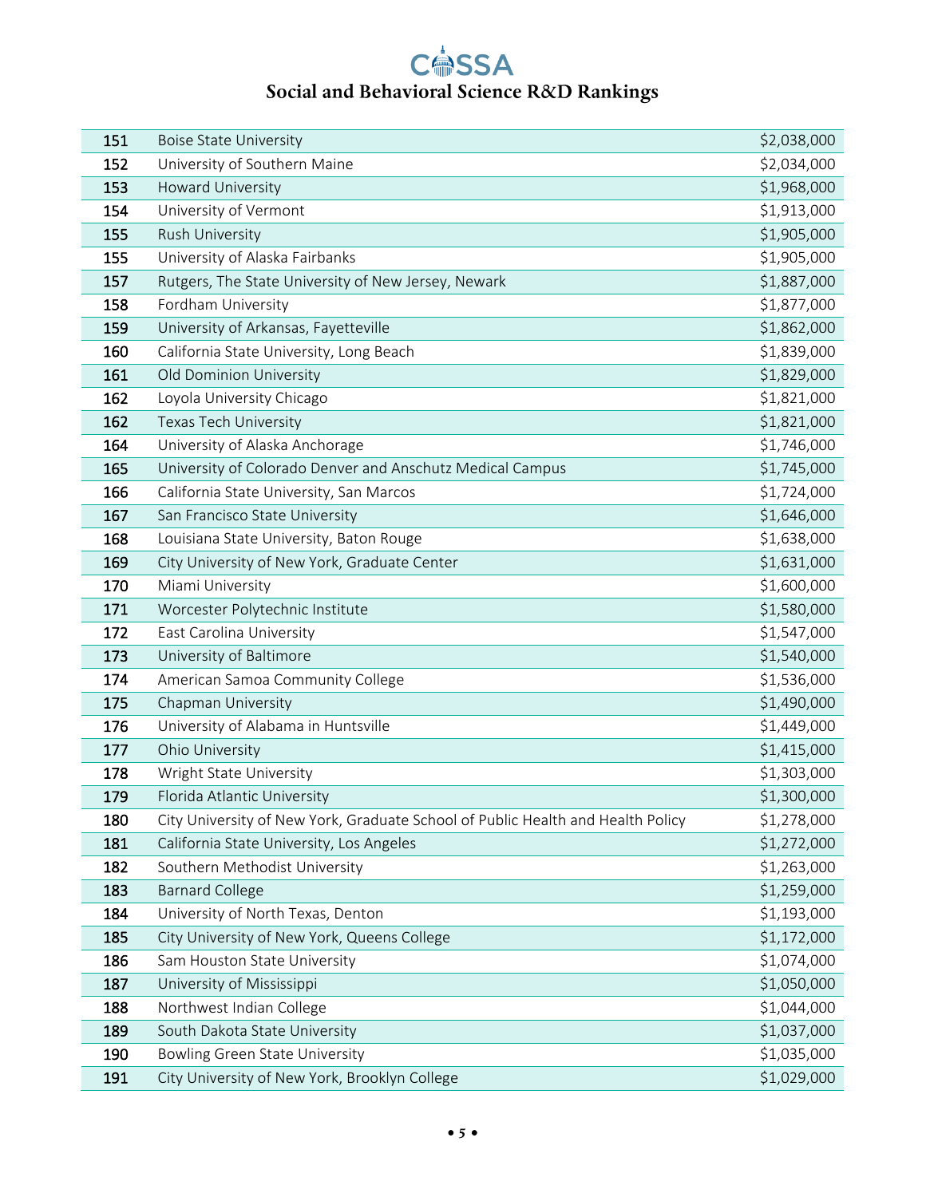| 151 | Boise State University | $2,038,000 |
|---|---|---|
| 152 | University of Southern Maine | $2,034,000 |
| 153 | Howard University | $1,968,000 |
| 154 | University of Vermont | $1,913,000 |
| 155 | Rush University | $1,905,000 |
| 155 | University of Alaska Fairbanks | $1,905,000 |
| 157 | Rutgers, The State University of New Jersey, Newark | $1,887,000 |
| 158 | Fordham University | $1,877,000 |
| 159 | University of Arkansas, Fayetteville | $1,862,000 |
| 160 | California State University, Long Beach | $1,839,000 |
| 161 | Old Dominion University | $1,829,000 |
| 162 | Loyola University Chicago | $1,821,000 |
| 162 | Texas Tech University | $1,821,000 |
| 164 | University of Alaska Anchorage | $1,746,000 |
| 165 | University of Colorado Denver and Anschutz Medical Campus | $1,745,000 |
| 166 | California State University, San Marcos | $1,724,000 |
| 167 | San Francisco State University | $1,646,000 |
| 168 | Louisiana State University, Baton Rouge | $1,638,000 |
| 169 | City University of New York, Graduate Center | $1,631,000 |
| 170 | Miami University | $1,600,000 |
| 171 | Worcester Polytechnic Institute | $1,580,000 |
| 172 | East Carolina University | $1,547,000 |
| 173 | University of Baltimore | $1,540,000 |
| 174 | American Samoa Community College | $1,536,000 |
| 175 | Chapman University | $1,490,000 |
| 176 | University of Alabama in Huntsville | $1,449,000 |
| 177 | Ohio University | $1,415,000 |
| 178 | Wright State University | $1,303,000 |
| 179 | Florida Atlantic University | $1,300,000 |
| 180 | City University of New York, Graduate School of Public Health and Health Policy | $1,278,000 |
| 181 | California State University, Los Angeles | $1,272,000 |
| 182 | Southern Methodist University | $1,263,000 |
| 183 | Barnard College | $1,259,000 |
| 184 | University of North Texas, Denton | $1,193,000 |
| 185 | City University of New York, Queens College | $1,172,000 |
| 186 | Sam Houston State University | $1,074,000 |
| 187 | University of Mississippi | $1,050,000 |
| 188 | Northwest Indian College | $1,044,000 |
| 189 | South Dakota State University | $1,037,000 |
| 190 | Bowling Green State University | $1,035,000 |
| 191 | City University of New York, Brooklyn College | $1,029,000 |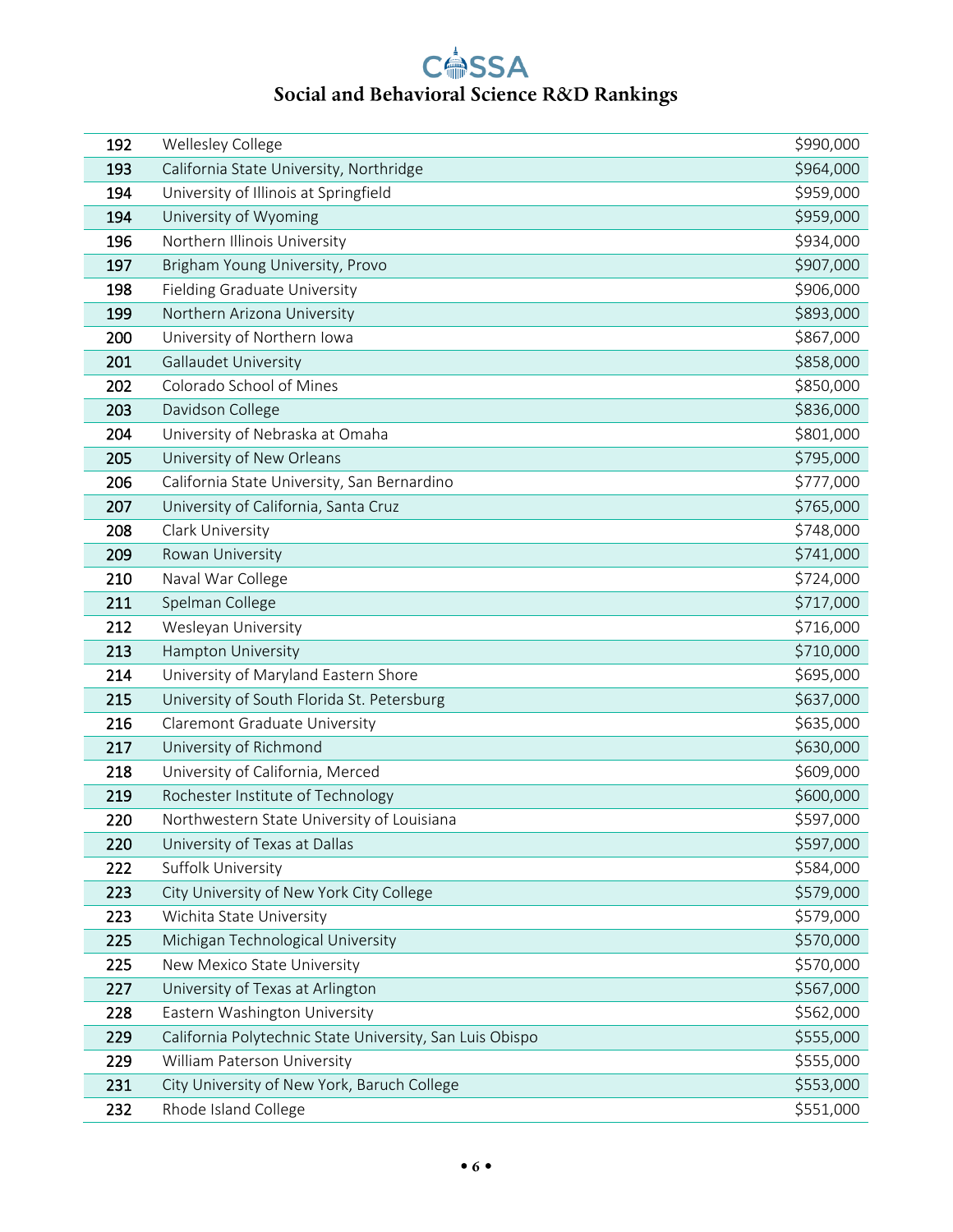| 192 | Wellesley College | $990,000 |
|---|---|---|
| 193 | California State University, Northridge | $964,000 |
| 194 | University of Illinois at Springfield | $959,000 |
| 194 | University of Wyoming | $959,000 |
| 196 | Northern Illinois University | $934,000 |
| 197 | Brigham Young University, Provo | $907,000 |
| 198 | Fielding Graduate University | $906,000 |
| 199 | Northern Arizona University | $893,000 |
| 200 | University of Northern Iowa | $867,000 |
| 201 | Gallaudet University | $858,000 |
| 202 | Colorado School of Mines | $850,000 |
| 203 | Davidson College | $836,000 |
| 204 | University of Nebraska at Omaha | $801,000 |
| 205 | University of New Orleans | $795,000 |
| 206 | California State University, San Bernardino | $777,000 |
| 207 | University of California, Santa Cruz | $765,000 |
| 208 | Clark University | $748,000 |
| 209 | Rowan University | $741,000 |
| 210 | Naval War College | $724,000 |
| 211 | Spelman College | $717,000 |
| 212 | Wesleyan University | $716,000 |
| 213 | Hampton University | $710,000 |
| 214 | University of Maryland Eastern Shore | $695,000 |
| 215 | University of South Florida St. Petersburg | $637,000 |
| 216 | Claremont Graduate University | $635,000 |
| 217 | University of Richmond | $630,000 |
| 218 | University of California, Merced | $609,000 |
| 219 | Rochester Institute of Technology | $600,000 |
| 220 | Northwestern State University of Louisiana | $597,000 |
| 220 | University of Texas at Dallas | $597,000 |
| 222 | Suffolk University | $584,000 |
| 223 | City University of New York City College | $579,000 |
| 223 | Wichita State University | $579,000 |
| 225 | Michigan Technological University | $570,000 |
| 225 | New Mexico State University | $570,000 |
| 227 | University of Texas at Arlington | $567,000 |
| 228 | Eastern Washington University | $562,000 |
| 229 | California Polytechnic State University, San Luis Obispo | $555,000 |
| 229 | William Paterson University | $555,000 |
| 231 | City University of New York, Baruch College | $553,000 |
| 232 | Rhode Island College | $551,000 |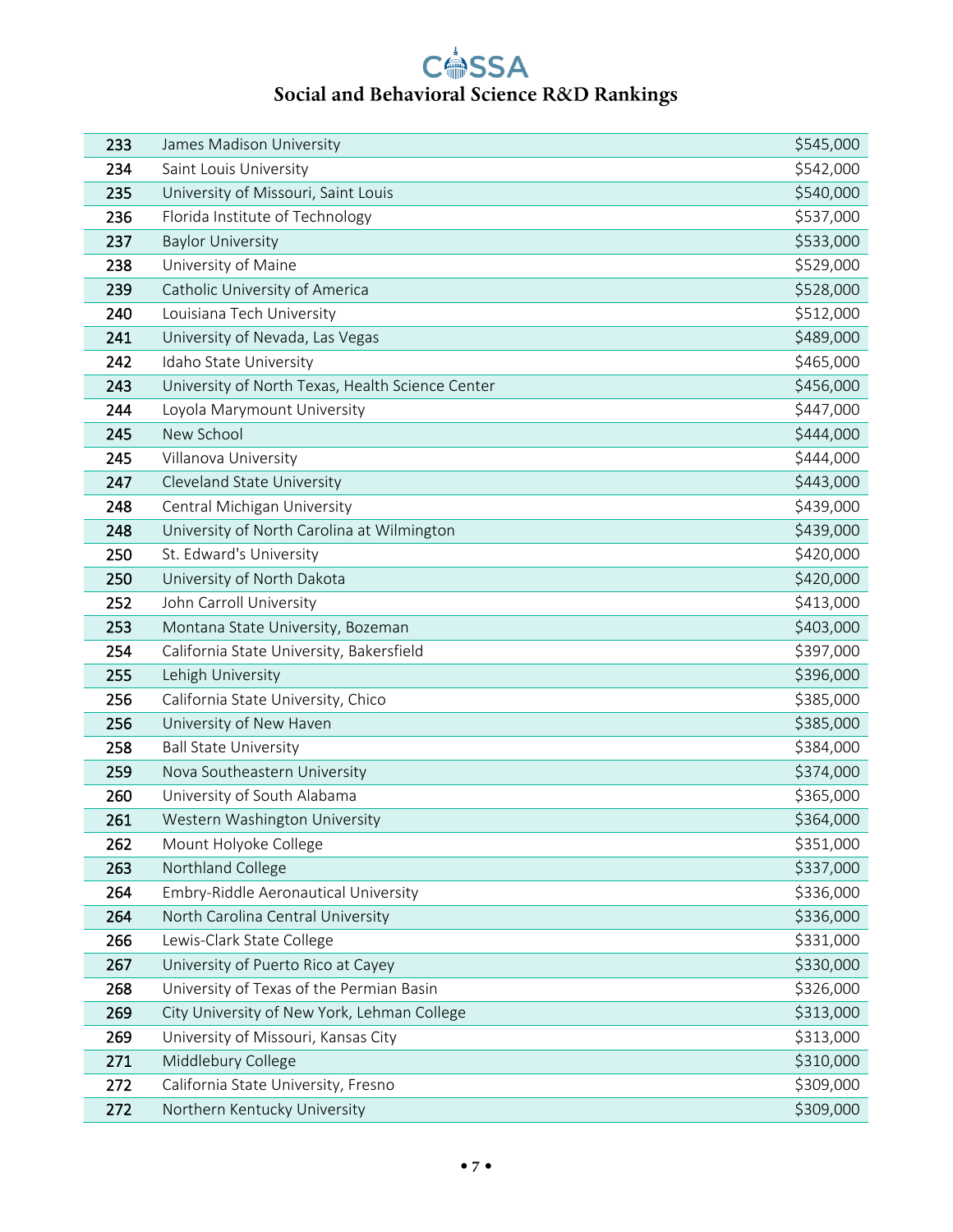# COSSA

## Social and Behavioral Science R&D Rankings

| | | |
|---|---|---|
| 233 | James Madison University | $545,000 |
| 234 | Saint Louis University | $542,000 |
| 235 | University of Missouri, Saint Louis | $540,000 |
| 236 | Florida Institute of Technology | $537,000 |
| 237 | Baylor University | $533,000 |
| 238 | University of Maine | $529,000 |
| 239 | Catholic University of America | $528,000 |
| 240 | Louisiana Tech University | $512,000 |
| 241 | University of Nevada, Las Vegas | $489,000 |
| 242 | Idaho State University | $465,000 |
| 243 | University of North Texas, Health Science Center | $456,000 |
| 244 | Loyola Marymount University | $447,000 |
| 245 | New School | $444,000 |
| 245 | Villanova University | $444,000 |
| 247 | Cleveland State University | $443,000 |
| 248 | Central Michigan University | $439,000 |
| 248 | University of North Carolina at Wilmington | $439,000 |
| 250 | St. Edward's University | $420,000 |
| 250 | University of North Dakota | $420,000 |
| 252 | John Carroll University | $413,000 |
| 253 | Montana State University, Bozeman | $403,000 |
| 254 | California State University, Bakersfield | $397,000 |
| 255 | Lehigh University | $396,000 |
| 256 | California State University, Chico | $385,000 |
| 256 | University of New Haven | $385,000 |
| 258 | Ball State University | $384,000 |
| 259 | Nova Southeastern University | $374,000 |
| 260 | University of South Alabama | $365,000 |
| 261 | Western Washington University | $364,000 |
| 262 | Mount Holyoke College | $351,000 |
| 263 | Northland College | $337,000 |
| 264 | Embry-Riddle Aeronautical University | $336,000 |
| 264 | North Carolina Central University | $336,000 |
| 266 | Lewis-Clark State College | $331,000 |
| 267 | University of Puerto Rico at Cayey | $330,000 |
| 268 | University of Texas of the Permian Basin | $326,000 |
| 269 | City University of New York, Lehman College | $313,000 |
| 269 | University of Missouri, Kansas City | $313,000 |
| 271 | Middlebury College | $310,000 |
| 272 | California State University, Fresno | $309,000 |
| 272 | Northern Kentucky University | $309,000 |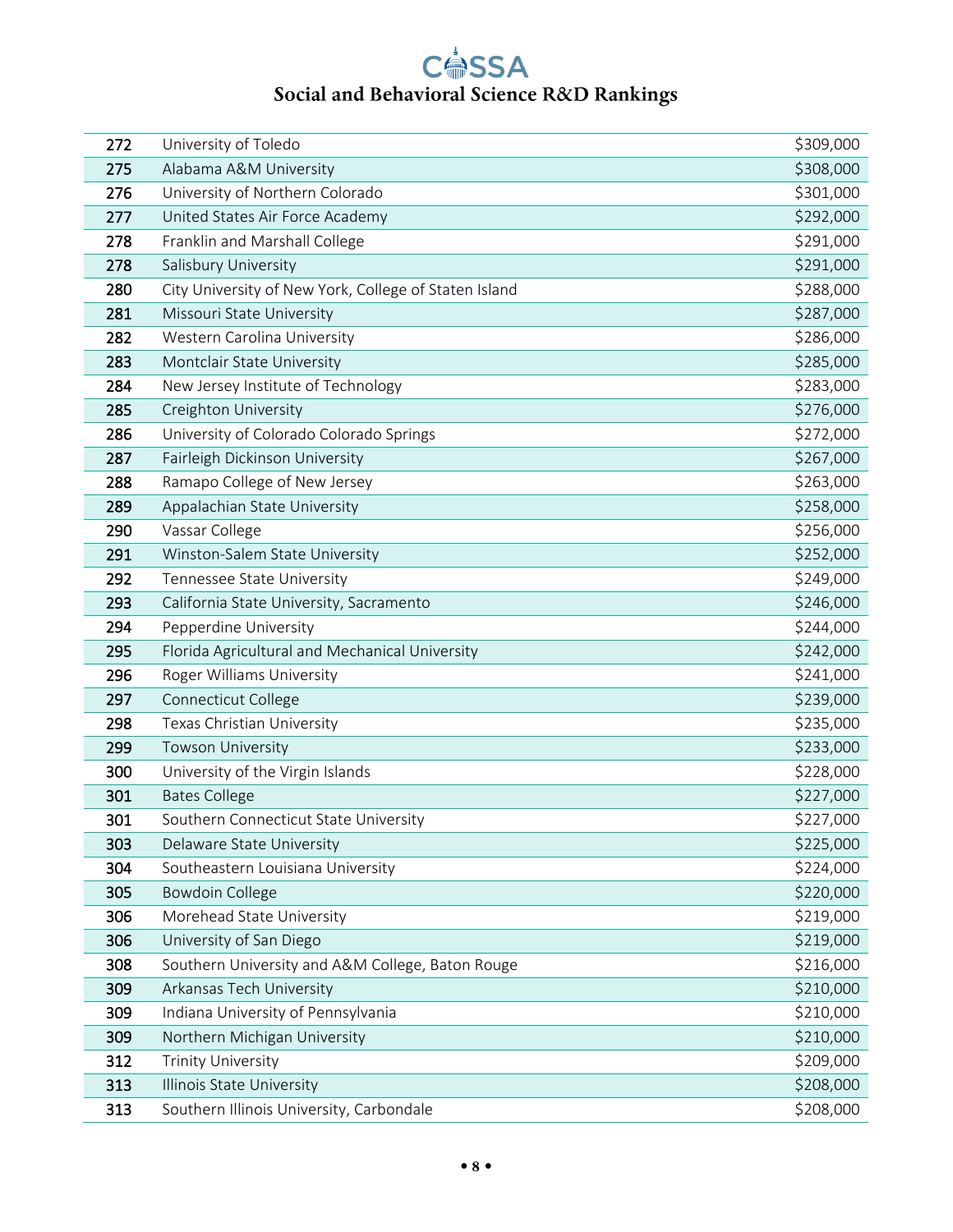# Social and Behavioral Science R&D Rankings

| | | |
|---|---|---|
| 272 | University of Toledo | $309,000 |
| 275 | Alabama A&M University | $308,000 |
| 276 | University of Northern Colorado | $301,000 |
| 277 | United States Air Force Academy | $292,000 |
| 278 | Franklin and Marshall College | $291,000 |
| 278 | Salisbury University | $291,000 |
| 280 | City University of New York, College of Staten Island | $288,000 |
| 281 | Missouri State University | $287,000 |
| 282 | Western Carolina University | $286,000 |
| 283 | Montclair State University | $285,000 |
| 284 | New Jersey Institute of Technology | $283,000 |
| 285 | Creighton University | $276,000 |
| 286 | University of Colorado Colorado Springs | $272,000 |
| 287 | Fairleigh Dickinson University | $267,000 |
| 288 | Ramapo College of New Jersey | $263,000 |
| 289 | Appalachian State University | $258,000 |
| 290 | Vassar College | $256,000 |
| 291 | Winston-Salem State University | $252,000 |
| 292 | Tennessee State University | $249,000 |
| 293 | California State University, Sacramento | $246,000 |
| 294 | Pepperdine University | $244,000 |
| 295 | Florida Agricultural and Mechanical University | $242,000 |
| 296 | Roger Williams University | $241,000 |
| 297 | Connecticut College | $239,000 |
| 298 | Texas Christian University | $235,000 |
| 299 | Towson University | $233,000 |
| 300 | University of the Virgin Islands | $228,000 |
| 301 | Bates College | $227,000 |
| 301 | Southern Connecticut State University | $227,000 |
| 303 | Delaware State University | $225,000 |
| 304 | Southeastern Louisiana University | $224,000 |
| 305 | Bowdoin College | $220,000 |
| 306 | Morehead State University | $219,000 |
| 306 | University of San Diego | $219,000 |
| 308 | Southern University and A&M College, Baton Rouge | $216,000 |
| 309 | Arkansas Tech University | $210,000 |
| 309 | Indiana University of Pennsylvania | $210,000 |
| 309 | Northern Michigan University | $210,000 |
| 312 | Trinity University | $209,000 |
| 313 | Illinois State University | $208,000 |
| 313 | Southern Illinois University, Carbondale | $208,000 |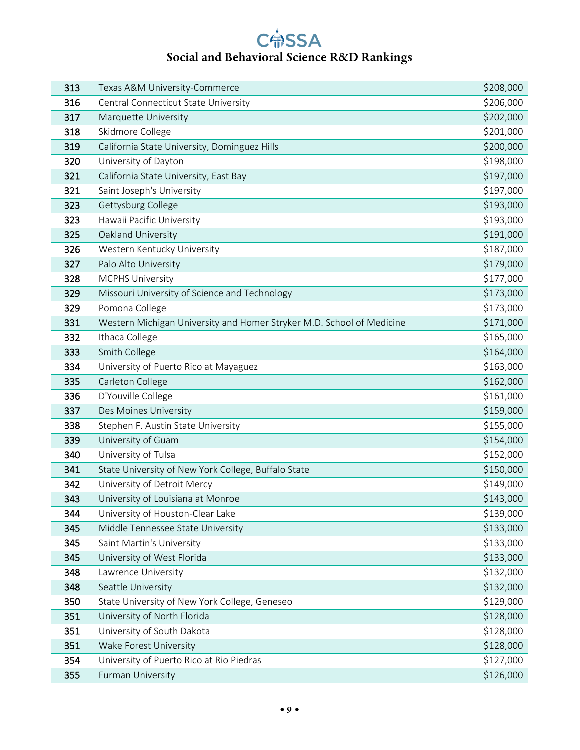# Social and Behavioral Science R&D Rankings

| | | |
|---|---|---|
| 313 | Texas A&M University-Commerce | $208,000 |
| 316 | Central Connecticut State University | $206,000 |
| 317 | Marquette University | $202,000 |
| 318 | Skidmore College | $201,000 |
| 319 | California State University, Dominguez Hills | $200,000 |
| 320 | University of Dayton | $198,000 |
| 321 | California State University, East Bay | $197,000 |
| 321 | Saint Joseph's University | $197,000 |
| 323 | Gettysburg College | $193,000 |
| 323 | Hawaii Pacific University | $193,000 |
| 325 | Oakland University | $191,000 |
| 326 | Western Kentucky University | $187,000 |
| 327 | Palo Alto University | $179,000 |
| 328 | MCPHS University | $177,000 |
| 329 | Missouri University of Science and Technology | $173,000 |
| 329 | Pomona College | $173,000 |
| 331 | Western Michigan University and Homer Stryker M.D. School of Medicine | $171,000 |
| 332 | Ithaca College | $165,000 |
| 333 | Smith College | $164,000 |
| 334 | University of Puerto Rico at Mayaguez | $163,000 |
| 335 | Carleton College | $162,000 |
| 336 | D'Youville College | $161,000 |
| 337 | Des Moines University | $159,000 |
| 338 | Stephen F. Austin State University | $155,000 |
| 339 | University of Guam | $154,000 |
| 340 | University of Tulsa | $152,000 |
| 341 | State University of New York College, Buffalo State | $150,000 |
| 342 | University of Detroit Mercy | $149,000 |
| 343 | University of Louisiana at Monroe | $143,000 |
| 344 | University of Houston-Clear Lake | $139,000 |
| 345 | Middle Tennessee State University | $133,000 |
| 345 | Saint Martin's University | $133,000 |
| 345 | University of West Florida | $133,000 |
| 348 | Lawrence University | $132,000 |
| 348 | Seattle University | $132,000 |
| 350 | State University of New York College, Geneseo | $129,000 |
| 351 | University of North Florida | $128,000 |
| 351 | University of South Dakota | $128,000 |
| 351 | Wake Forest University | $128,000 |
| 354 | University of Puerto Rico at Rio Piedras | $127,000 |
| 355 | Furman University | $126,000 |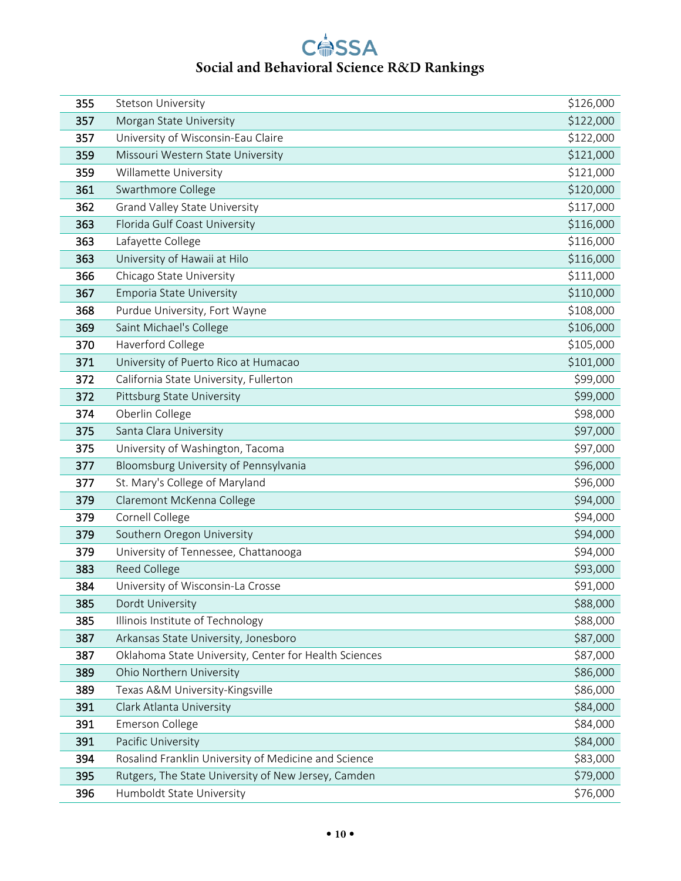| 355 | Stetson University | $126,000 |
|---|---|---|
| 357 | Morgan State University | $122,000 |
| 357 | University of Wisconsin-Eau Claire | $122,000 |
| 359 | Missouri Western State University | $121,000 |
| 359 | Willamette University | $121,000 |
| 361 | Swarthmore College | $120,000 |
| 362 | Grand Valley State University | $117,000 |
| 363 | Florida Gulf Coast University | $116,000 |
| 363 | Lafayette College | $116,000 |
| 363 | University of Hawaii at Hilo | $116,000 |
| 366 | Chicago State University | $111,000 |
| 367 | Emporia State University | $110,000 |
| 368 | Purdue University, Fort Wayne | $108,000 |
| 369 | Saint Michael's College | $106,000 |
| 370 | Haverford College | $105,000 |
| 371 | University of Puerto Rico at Humacao | $101,000 |
| 372 | California State University, Fullerton | $99,000 |
| 372 | Pittsburg State University | $99,000 |
| 374 | Oberlin College | $98,000 |
| 375 | Santa Clara University | $97,000 |
| 375 | University of Washington, Tacoma | $97,000 |
| 377 | Bloomsburg University of Pennsylvania | $96,000 |
| 377 | St. Mary's College of Maryland | $96,000 |
| 379 | Claremont McKenna College | $94,000 |
| 379 | Cornell College | $94,000 |
| 379 | Southern Oregon University | $94,000 |
| 379 | University of Tennessee, Chattanooga | $94,000 |
| 383 | Reed College | $93,000 |
| 384 | University of Wisconsin-La Crosse | $91,000 |
| 385 | Dordt University | $88,000 |
| 385 | Illinois Institute of Technology | $88,000 |
| 387 | Arkansas State University, Jonesboro | $87,000 |
| 387 | Oklahoma State University, Center for Health Sciences | $87,000 |
| 389 | Ohio Northern University | $86,000 |
| 389 | Texas A&M University-Kingsville | $86,000 |
| 391 | Clark Atlanta University | $84,000 |
| 391 | Emerson College | $84,000 |
| 391 | Pacific University | $84,000 |
| 394 | Rosalind Franklin University of Medicine and Science | $83,000 |
| 395 | Rutgers, The State University of New Jersey, Camden | $79,000 |
| 396 | Humboldt State University | $76,000 |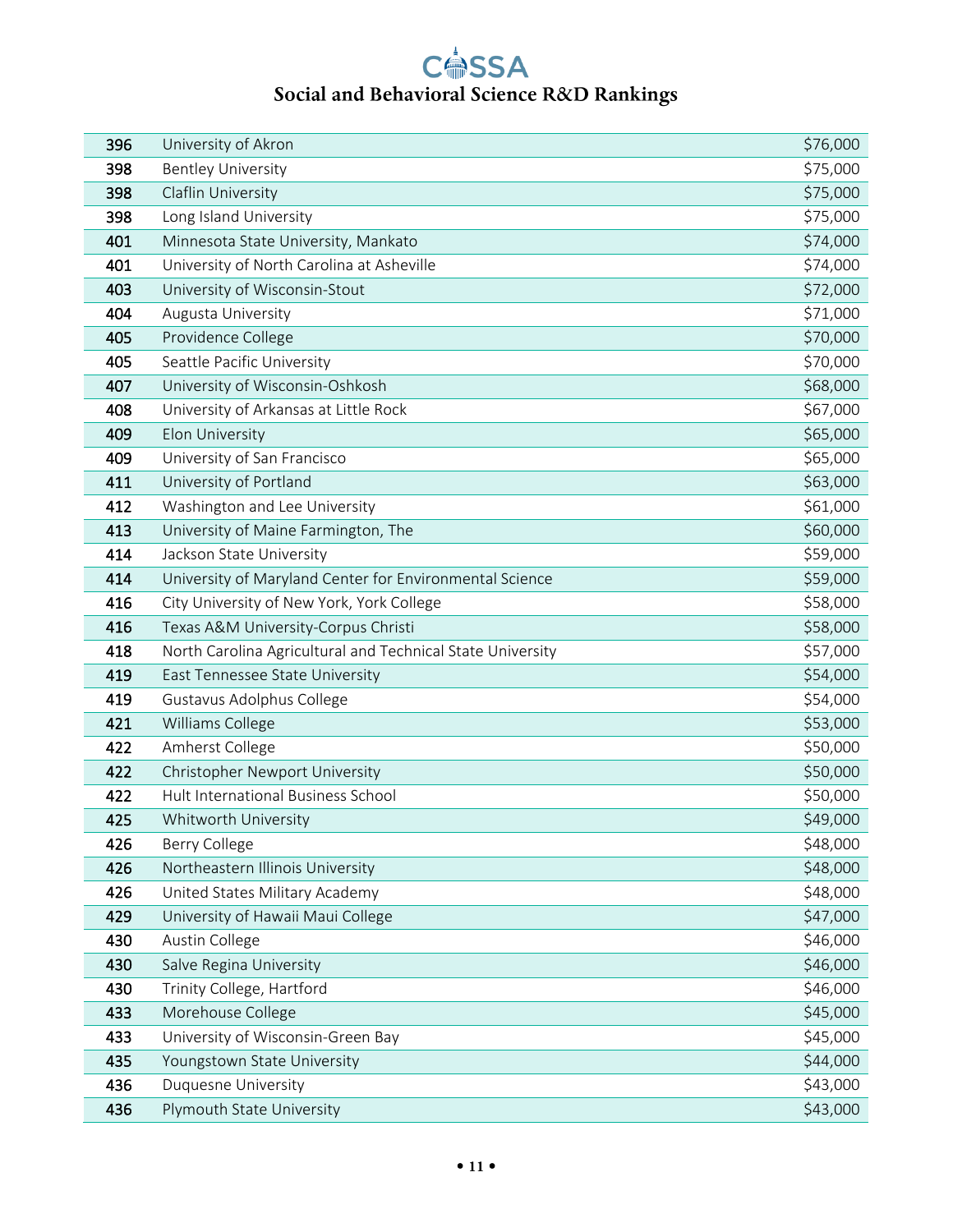# Social and Behavioral Science R&D Rankings

| | | |
|---|---|---|
| 396 | University of Akron | $76,000 |
| 398 | Bentley University | $75,000 |
| 398 | Claflin University | $75,000 |
| 398 | Long Island University | $75,000 |
| 401 | Minnesota State University, Mankato | $74,000 |
| 401 | University of North Carolina at Asheville | $74,000 |
| 403 | University of Wisconsin-Stout | $72,000 |
| 404 | Augusta University | $71,000 |
| 405 | Providence College | $70,000 |
| 405 | Seattle Pacific University | $70,000 |
| 407 | University of Wisconsin-Oshkosh | $68,000 |
| 408 | University of Arkansas at Little Rock | $67,000 |
| 409 | Elon University | $65,000 |
| 409 | University of San Francisco | $65,000 |
| 411 | University of Portland | $63,000 |
| 412 | Washington and Lee University | $61,000 |
| 413 | University of Maine Farmington, The | $60,000 |
| 414 | Jackson State University | $59,000 |
| 414 | University of Maryland Center for Environmental Science | $59,000 |
| 416 | City University of New York, York College | $58,000 |
| 416 | Texas A&M University-Corpus Christi | $58,000 |
| 418 | North Carolina Agricultural and Technical State University | $57,000 |
| 419 | East Tennessee State University | $54,000 |
| 419 | Gustavus Adolphus College | $54,000 |
| 421 | Williams College | $53,000 |
| 422 | Amherst College | $50,000 |
| 422 | Christopher Newport University | $50,000 |
| 422 | Hult International Business School | $50,000 |
| 425 | Whitworth University | $49,000 |
| 426 | Berry College | $48,000 |
| 426 | Northeastern Illinois University | $48,000 |
| 426 | United States Military Academy | $48,000 |
| 429 | University of Hawaii Maui College | $47,000 |
| 430 | Austin College | $46,000 |
| 430 | Salve Regina University | $46,000 |
| 430 | Trinity College, Hartford | $46,000 |
| 433 | Morehouse College | $45,000 |
| 433 | University of Wisconsin-Green Bay | $45,000 |
| 435 | Youngstown State University | $44,000 |
| 436 | Duquesne University | $43,000 |
| 436 | Plymouth State University | $43,000 |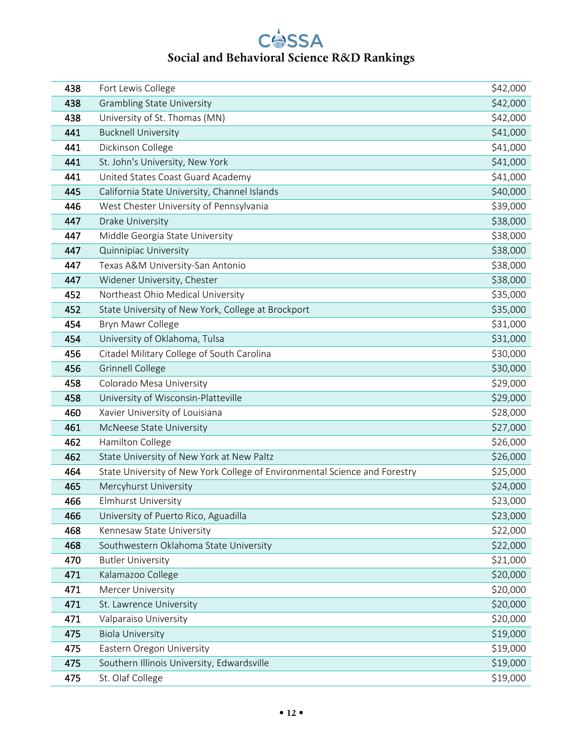| | | |
|---|---|---|
| 438 | Fort Lewis College | $42,000 |
| 438 | Grambling State University | $42,000 |
| 438 | University of St. Thomas (MN) | $42,000 |
| 441 | Bucknell University | $41,000 |
| 441 | Dickinson College | $41,000 |
| 441 | St. John's University, New York | $41,000 |
| 441 | United States Coast Guard Academy | $41,000 |
| 445 | California State University, Channel Islands | $40,000 |
| 446 | West Chester University of Pennsylvania | $39,000 |
| 447 | Drake University | $38,000 |
| 447 | Middle Georgia State University | $38,000 |
| 447 | Quinnipiac University | $38,000 |
| 447 | Texas A&M University-San Antonio | $38,000 |
| 447 | Widener University, Chester | $38,000 |
| 452 | Northeast Ohio Medical University | $35,000 |
| 452 | State University of New York, College at Brockport | $35,000 |
| 454 | Bryn Mawr College | $31,000 |
| 454 | University of Oklahoma, Tulsa | $31,000 |
| 456 | Citadel Military College of South Carolina | $30,000 |
| 456 | Grinnell College | $30,000 |
| 458 | Colorado Mesa University | $29,000 |
| 458 | University of Wisconsin-Platteville | $29,000 |
| 460 | Xavier University of Louisiana | $28,000 |
| 461 | McNeese State University | $27,000 |
| 462 | Hamilton College | $26,000 |
| 462 | State University of New York at New Paltz | $26,000 |
| 464 | State University of New York College of Environmental Science and Forestry | $25,000 |
| 465 | Mercyhurst University | $24,000 |
| 466 | Elmhurst University | $23,000 |
| 466 | University of Puerto Rico, Aguadilla | $23,000 |
| 468 | Kennesaw State University | $22,000 |
| 468 | Southwestern Oklahoma State University | $22,000 |
| 470 | Butler University | $21,000 |
| 471 | Kalamazoo College | $20,000 |
| 471 | Mercer University | $20,000 |
| 471 | St. Lawrence University | $20,000 |
| 471 | Valparaiso University | $20,000 |
| 475 | Biola University | $19,000 |
| 475 | Eastern Oregon University | $19,000 |
| 475 | Southern Illinois University, Edwardsville | $19,000 |
| 475 | St. Olaf College | $19,000 |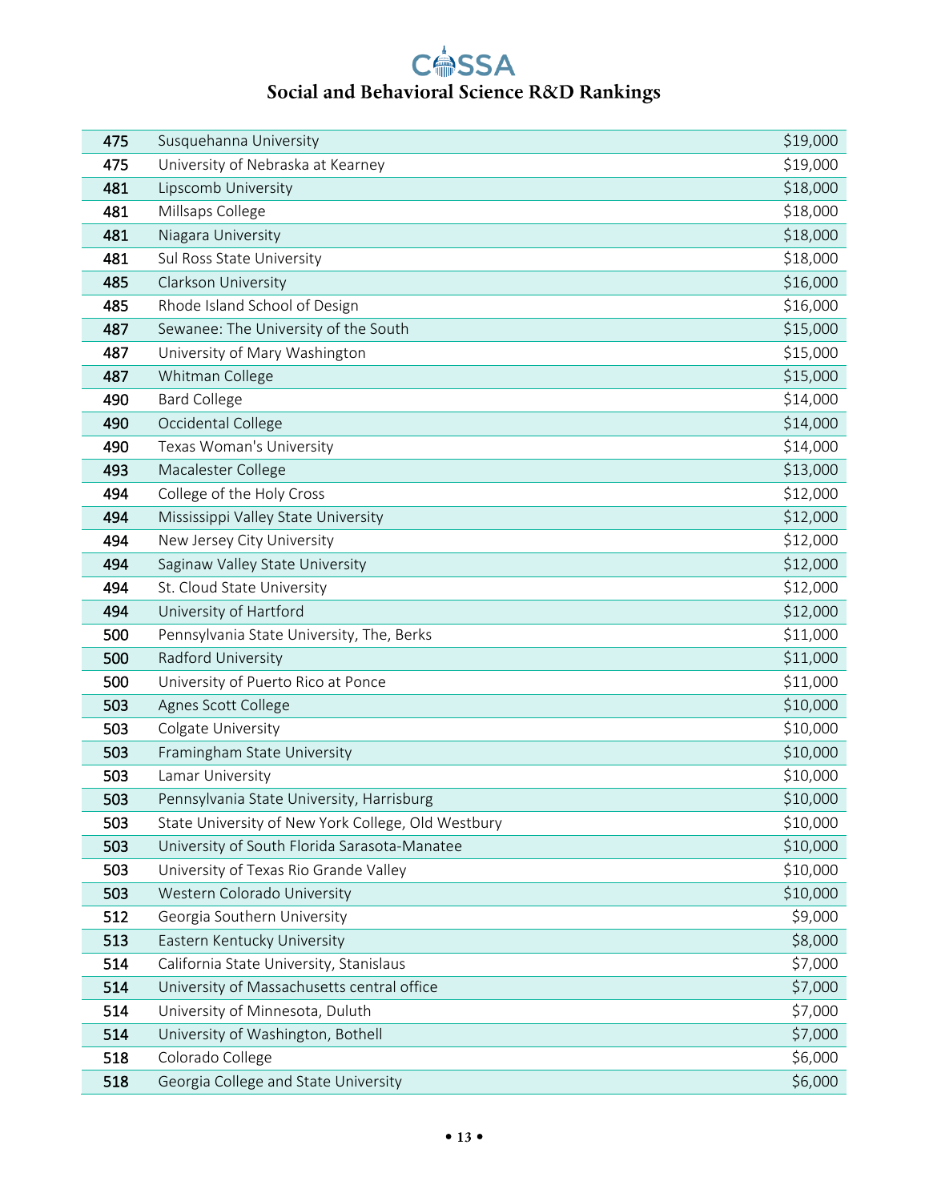| | | |
|---|---|---|
| 475 | Susquehanna University | $19,000 |
| 475 | University of Nebraska at Kearney | $19,000 |
| 481 | Lipscomb University | $18,000 |
| 481 | Millsaps College | $18,000 |
| 481 | Niagara University | $18,000 |
| 481 | Sul Ross State University | $18,000 |
| 485 | Clarkson University | $16,000 |
| 485 | Rhode Island School of Design | $16,000 |
| 487 | Sewanee: The University of the South | $15,000 |
| 487 | University of Mary Washington | $15,000 |
| 487 | Whitman College | $15,000 |
| 490 | Bard College | $14,000 |
| 490 | Occidental College | $14,000 |
| 490 | Texas Woman's University | $14,000 |
| 493 | Macalester College | $13,000 |
| 494 | College of the Holy Cross | $12,000 |
| 494 | Mississippi Valley State University | $12,000 |
| 494 | New Jersey City University | $12,000 |
| 494 | Saginaw Valley State University | $12,000 |
| 494 | St. Cloud State University | $12,000 |
| 494 | University of Hartford | $12,000 |
| 500 | Pennsylvania State University, The, Berks | $11,000 |
| 500 | Radford University | $11,000 |
| 500 | University of Puerto Rico at Ponce | $11,000 |
| 503 | Agnes Scott College | $10,000 |
| 503 | Colgate University | $10,000 |
| 503 | Framingham State University | $10,000 |
| 503 | Lamar University | $10,000 |
| 503 | Pennsylvania State University, Harrisburg | $10,000 |
| 503 | State University of New York College, Old Westbury | $10,000 |
| 503 | University of South Florida Sarasota-Manatee | $10,000 |
| 503 | University of Texas Rio Grande Valley | $10,000 |
| 503 | Western Colorado University | $10,000 |
| 512 | Georgia Southern University | $9,000 |
| 513 | Eastern Kentucky University | $8,000 |
| 514 | California State University, Stanislaus | $7,000 |
| 514 | University of Massachusetts central office | $7,000 |
| 514 | University of Minnesota, Duluth | $7,000 |
| 514 | University of Washington, Bothell | $7,000 |
| 518 | Colorado College | $6,000 |
| 518 | Georgia College and State University | $6,000 |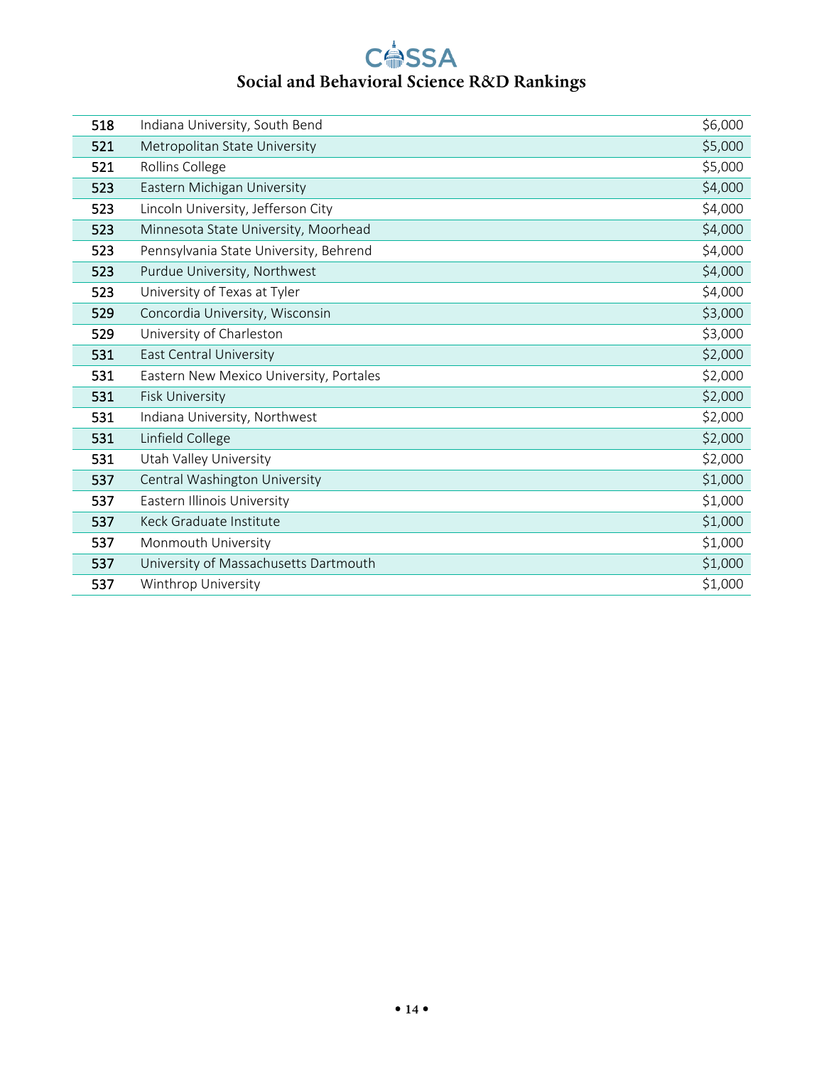| | | |
|---|---|---|
| 518 | Indiana University, South Bend | $6,000 |
| 521 | Metropolitan State University | $5,000 |
| 521 | Rollins College | $5,000 |
| 523 | Eastern Michigan University | $4,000 |
| 523 | Lincoln University, Jefferson City | $4,000 |
| 523 | Minnesota State University, Moorhead | $4,000 |
| 523 | Pennsylvania State University, Behrend | $4,000 |
| 523 | Purdue University, Northwest | $4,000 |
| 523 | University of Texas at Tyler | $4,000 |
| 529 | Concordia University, Wisconsin | $3,000 |
| 529 | University of Charleston | $3,000 |
| 531 | East Central University | $2,000 |
| 531 | Eastern New Mexico University, Portales | $2,000 |
| 531 | Fisk University | $2,000 |
| 531 | Indiana University, Northwest | $2,000 |
| 531 | Linfield College | $2,000 |
| 531 | Utah Valley University | $2,000 |
| 537 | Central Washington University | $1,000 |
| 537 | Eastern Illinois University | $1,000 |
| 537 | Keck Graduate Institute | $1,000 |
| 537 | Monmouth University | $1,000 |
| 537 | University of Massachusetts Dartmouth | $1,000 |
| 537 | Winthrop University | $1,000 |